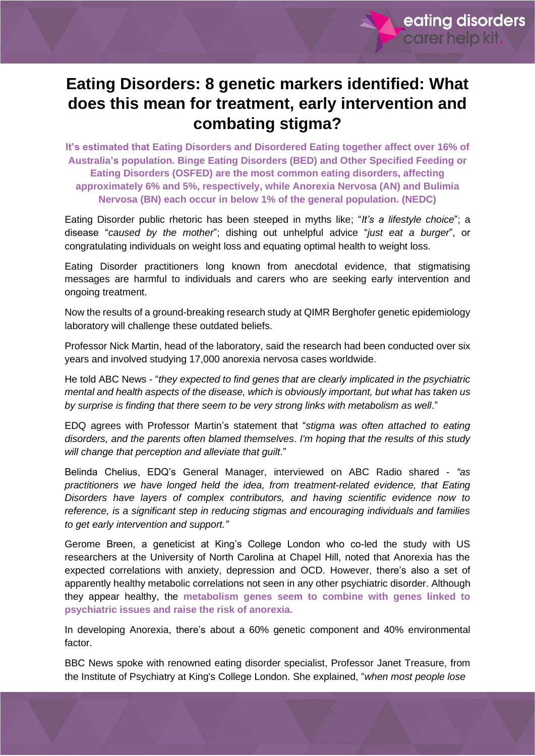# Eating Disorders: 8 genetic markers identified: What does this mean for treatment, early intervention and combating stigma?

**It's estimated that Eating Disorders and Disordered Eating together affect over 16% of Australia's population. Binge Eating Disorders (BED) and Other Specified Feeding or Eating Disorders (OSFED) are the most common eating disorders, affecting approximately 6% and 5%, respectively, while Anorexia Nervosa (AN) and Bulimia Nervosa (BN) each occur in below 1% of the general population. (NEDC)**

Eating Disorder public rhetoric has been steeped in myths like; "*It's a lifestyle choice*"; a disease "*caused by the mother*"; dishing out unhelpful advice "*just eat a burger*", or congratulating individuals on weight loss and equating optimal health to weight loss.

Eating Disorder practitioners long known from anecdotal evidence, that stigmatising messages are harmful to individuals and carers who are seeking early intervention and ongoing treatment.

Now the results of a ground-breaking research study at QIMR Berghofer genetic epidemiology laboratory will challenge these outdated beliefs.

Professor Nick Martin, head of the laboratory, said the research had been conducted over six years and involved studying 17,000 anorexia nervosa cases worldwide.

He told ABC News - "*they expected to find genes that are clearly implicated in the psychiatric mental and health aspects of the disease, which is obviously important, but what has taken us by surprise is finding that there seem to be very strong links with metabolism as well*."

EDQ agrees with Professor Martin's statement that "*stigma was often attached to eating disorders, and the parents often blamed themselves*. *I'm hoping that the results of this study will change that perception and alleviate that guilt*."

Belinda Chelius, EDQ's General Manager, interviewed on ABC Radio shared - *"as practitioners we have longed held the idea, from treatment-related evidence, that Eating Disorders have layers of complex contributors, and having scientific evidence now to reference, is a significant step in reducing stigmas and encouraging individuals and families to get early intervention and support."*

Gerome Breen, a geneticist at King's College London who co-led the study with US researchers at the University of North Carolina at Chapel Hill, noted that Anorexia has the expected correlations with anxiety, depression and OCD. However, there's also a set of apparently healthy metabolic correlations not seen in any other psychiatric disorder. Although they appear healthy, the **metabolism genes seem to combine with genes linked to psychiatric issues and raise the risk of anorexia.**

In developing Anorexia, there's about a 60% genetic component and 40% environmental factor.

BBC News spoke with renowned eating disorder specialist, Professor Janet Treasure, from the Institute of Psychiatry at King's College London. She explained, "*when most people lose*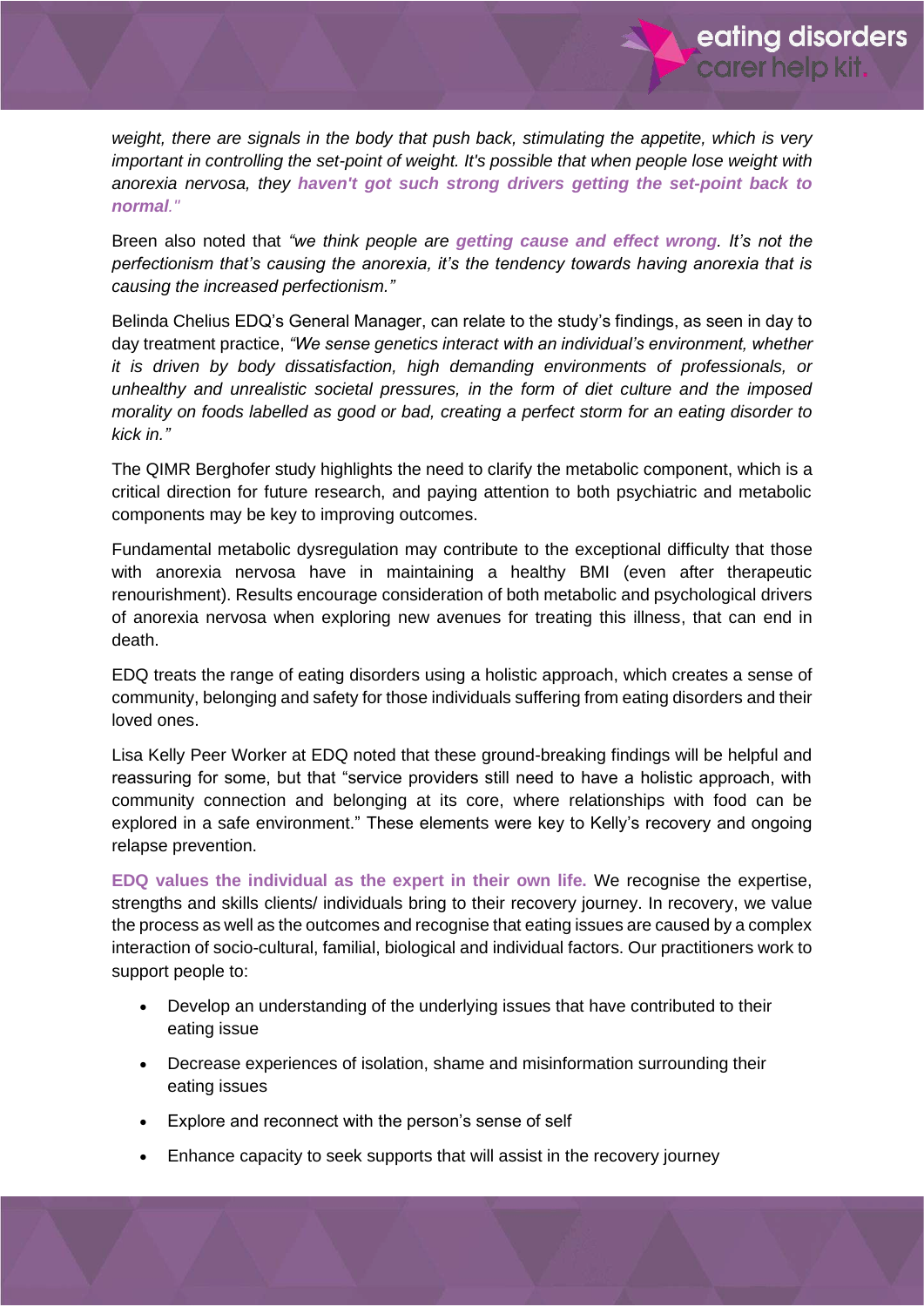*weight, there are signals in the body that push back, stimulating the appetite, which is very important in controlling the set-point of weight. It's possible that when people lose weight with anorexia nervosa, they* ***haven't got such strong drivers getting the set-point back to normal****."*

Breen also noted that *"we think people are* ***getting cause and effect wrong****. It's not the perfectionism that's causing the anorexia, it's the tendency towards having anorexia that is causing the increased perfectionism."*

Belinda Chelius EDQ's General Manager, can relate to the study's findings, as seen in day to day treatment practice, *"We sense genetics interact with an individual's environment, whether it is driven by body dissatisfaction, high demanding environments of professionals, or unhealthy and unrealistic societal pressures, in the form of diet culture and the imposed morality on foods labelled as good or bad, creating a perfect storm for an eating disorder to kick in."*

The QIMR Berghofer study highlights the need to clarify the metabolic component, which is a critical direction for future research, and paying attention to both psychiatric and metabolic components may be key to improving outcomes.

Fundamental metabolic dysregulation may contribute to the exceptional difficulty that those with anorexia nervosa have in maintaining a healthy BMI (even after therapeutic renourishment). Results encourage consideration of both metabolic and psychological drivers of anorexia nervosa when exploring new avenues for treating this illness, that can end in death.

EDQ treats the range of eating disorders using a holistic approach, which creates a sense of community, belonging and safety for those individuals suffering from eating disorders and their loved ones.

Lisa Kelly Peer Worker at EDQ noted that these ground-breaking findings will be helpful and reassuring for some, but that "service providers still need to have a holistic approach, with community connection and belonging at its core, where relationships with food can be explored in a safe environment." These elements were key to Kelly's recovery and ongoing relapse prevention.

**EDQ values the individual as the expert in their own life.** We recognise the expertise, strengths and skills clients/ individuals bring to their recovery journey. In recovery, we value the process as well as the outcomes and recognise that eating issues are caused by a complex interaction of socio-cultural, familial, biological and individual factors. Our practitioners work to support people to:

- Develop an understanding of the underlying issues that have contributed to their eating issue
- Decrease experiences of isolation, shame and misinformation surrounding their eating issues
- Explore and reconnect with the person's sense of self
- Enhance capacity to seek supports that will assist in the recovery journey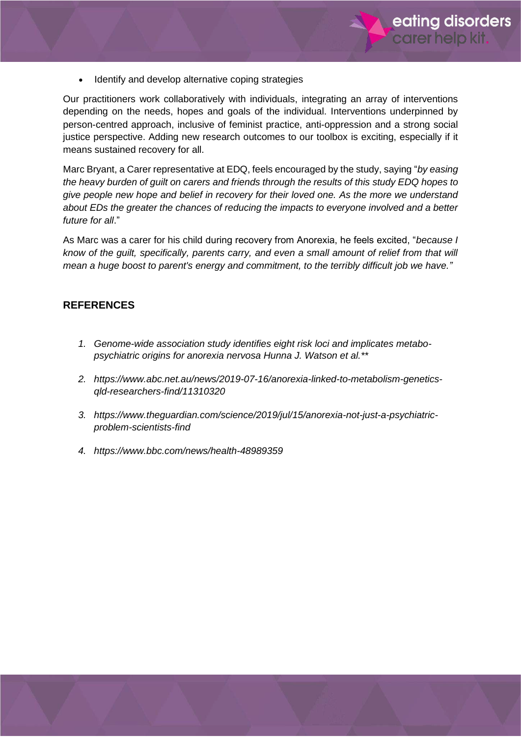- Identify and develop alternative coping strategies

Our practitioners work collaboratively with individuals, integrating an array of interventions depending on the needs, hopes and goals of the individual. Interventions underpinned by person-centred approach, inclusive of feminist practice, anti-oppression and a strong social justice perspective. Adding new research outcomes to our toolbox is exciting, especially if it means sustained recovery for all.

Marc Bryant, a Carer representative at EDQ, feels encouraged by the study, saying "*by easing the heavy burden of guilt on carers and friends through the results of this study EDQ hopes to give people new hope and belief in recovery for their loved one. As the more we understand about EDs the greater the chances of reducing the impacts to everyone involved and a better future for all*."

As Marc was a carer for his child during recovery from Anorexia, he feels excited, "*because I know of the guilt, specifically, parents carry, and even a small amount of relief from that will mean a huge boost to parent's energy and commitment, to the terribly difficult job we have."*

## REFERENCES

1. *Genome-wide association study identifies eight risk loci and implicates metabo-psychiatric origins for anorexia nervosa Hunna J. Watson et al.***
2. *https://www.abc.net.au/news/2019-07-16/anorexia-linked-to-metabolism-genetics-qld-researchers-find/11310320*
3. *https://www.theguardian.com/science/2019/jul/15/anorexia-not-just-a-psychiatric-problem-scientists-find*
4. *https://www.bbc.com/news/health-48989359*